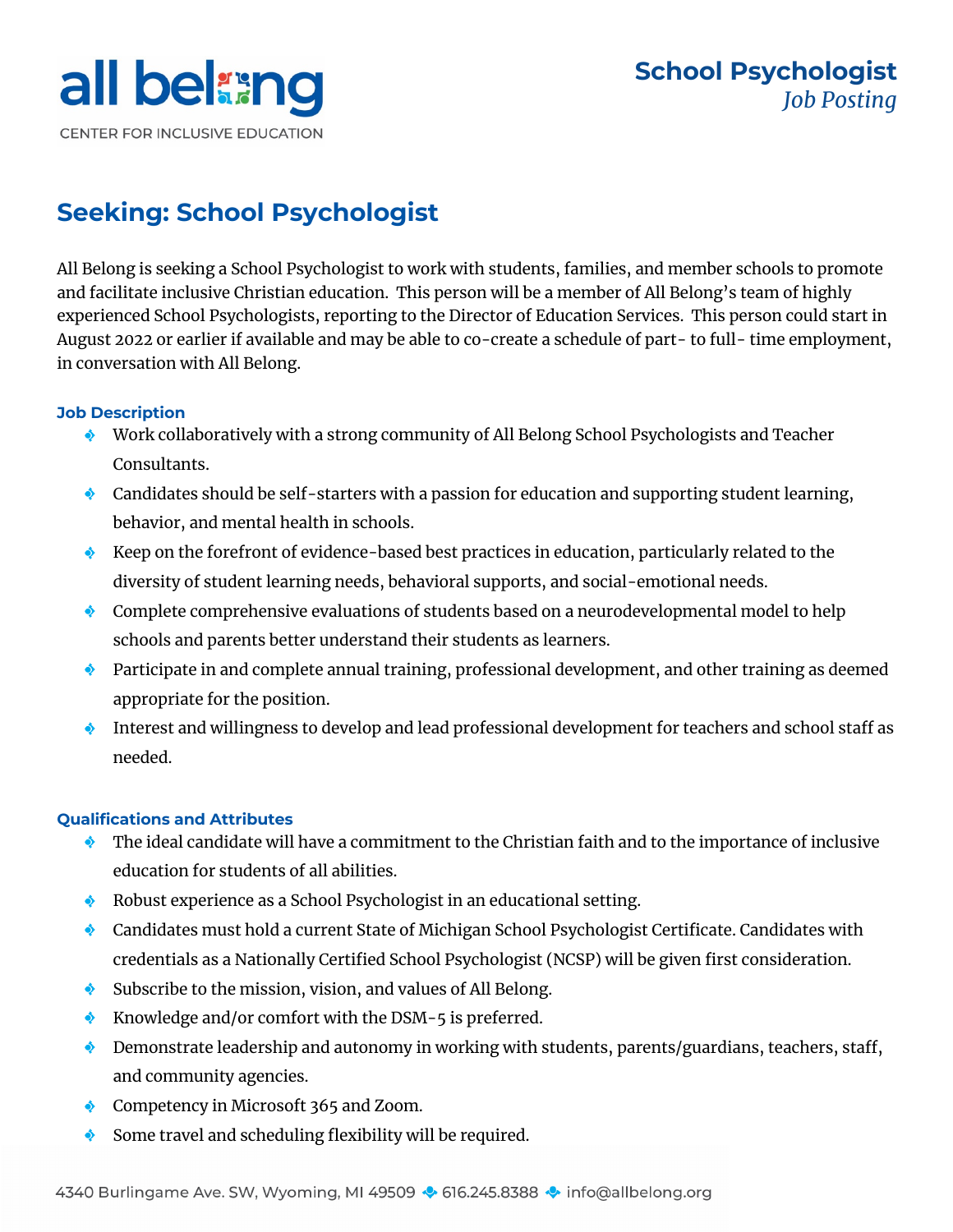all belong
CENTER FOR INCLUSIVE EDUCATION

**School Psychologist**
*Job Posting*

## Seeking: School Psychologist

All Belong is seeking a School Psychologist to work with students, families, and member schools to promote and facilitate inclusive Christian education. This person will be a member of All Belong's team of highly experienced School Psychologists, reporting to the Director of Education Services. This person could start in August 2022 or earlier if available and may be able to co-create a schedule of part- to full- time employment, in conversation with All Belong.

### Job Description

- Work collaboratively with a strong community of All Belong School Psychologists and Teacher Consultants.
- Candidates should be self-starters with a passion for education and supporting student learning, behavior, and mental health in schools.
- Keep on the forefront of evidence-based best practices in education, particularly related to the diversity of student learning needs, behavioral supports, and social-emotional needs.
- Complete comprehensive evaluations of students based on a neurodevelopmental model to help schools and parents better understand their students as learners.
- Participate in and complete annual training, professional development, and other training as deemed appropriate for the position.
- Interest and willingness to develop and lead professional development for teachers and school staff as needed.

### Qualifications and Attributes

- The ideal candidate will have a commitment to the Christian faith and to the importance of inclusive education for students of all abilities.
- Robust experience as a School Psychologist in an educational setting.
- Candidates must hold a current State of Michigan School Psychologist Certificate. Candidates with credentials as a Nationally Certified School Psychologist (NCSP) will be given first consideration.
- Subscribe to the mission, vision, and values of All Belong.
- Knowledge and/or comfort with the DSM-5 is preferred.
- Demonstrate leadership and autonomy in working with students, parents/guardians, teachers, staff, and community agencies.
- Competency in Microsoft 365 and Zoom.
- Some travel and scheduling flexibility will be required.

4340 Burlingame Ave. SW, Wyoming, MI 49509 · 616.245.8388 · info@allbelong.org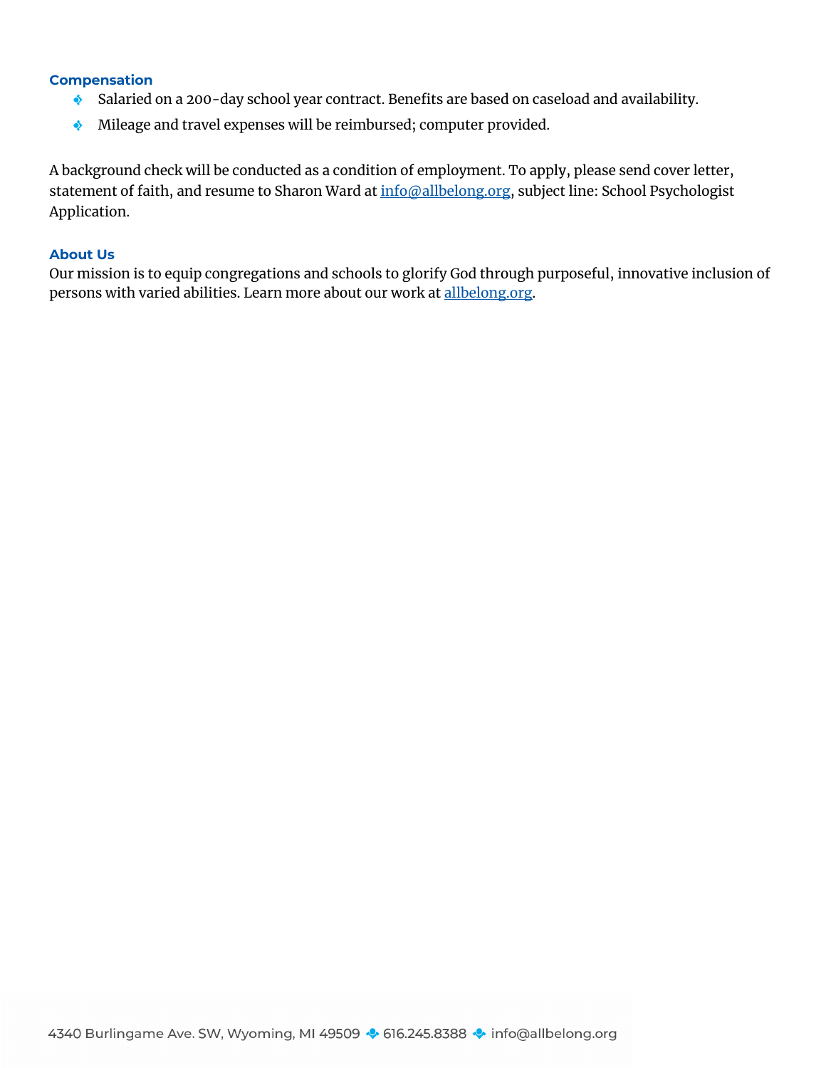### Compensation

- Salaried on a 200-day school year contract. Benefits are based on caseload and availability.
- Mileage and travel expenses will be reimbursed; computer provided.

A background check will be conducted as a condition of employment. To apply, please send cover letter, statement of faith, and resume to Sharon Ward at info@allbelong.org, subject line: School Psychologist Application.

### About Us

Our mission is to equip congregations and schools to glorify God through purposeful, innovative inclusion of persons with varied abilities. Learn more about our work at allbelong.org.

4340 Burlingame Ave. SW, Wyoming, MI 49509 · 616.245.8388 · info@allbelong.org